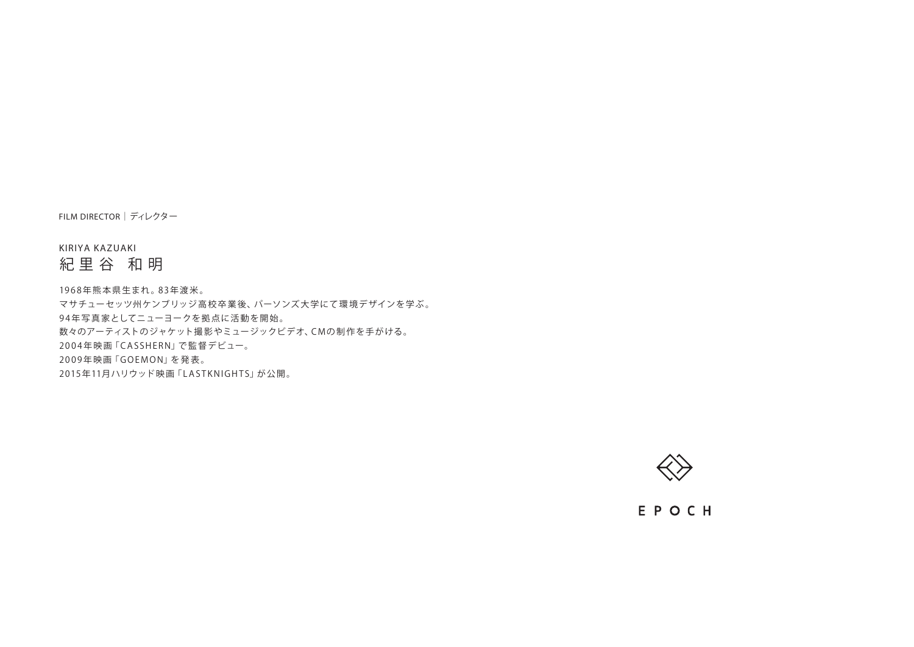FILM DIRECTOR｜ディレクター

KIRIYA KAZUAKI

# 紀里谷 和明

1968年熊本県生まれ。83年渡米。
マサチューセッツ州ケンブリッジ高校卒業後、パーソンズ大学にて環境デザインを学ぶ。
94年写真家としてニューヨークを拠点に活動を開始。
数々のアーティストのジャケット撮影やミュージックビデオ、CMの制作を手がける。
2004年映画「CASSHERN」で監督デビュー。
2009年映画「GOEMON」を発表。
2015年11月ハリウッド映画「LASTKNIGHTS」が公開。

EPOCH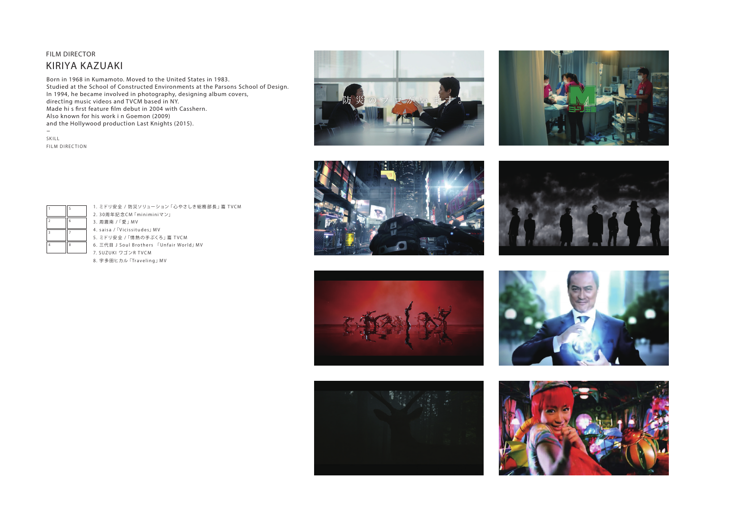FILM DIRECTOR

# KIRIYA KAZUAKI

Born in 1968 in Kumamoto. Moved to the United States in 1983.
Studied at the School of Constructed Environments at the Parsons School of Design.
In 1994, he became involved in photography, designing album covers,
directing music videos and TVCM based in NY.
Made hi s first feature film debut in 2004 with Casshern.
Also known for his work i n Goemon (2009)
and the Hollywood production Last Knights (2015).

—

SKILL

FILM DIRECTION

| | |
|---|---|
| 1 | 5 |
| 2 | 6 |
| 3 | 7 |
| 4 | 8 |

1. ミドリ安全 / 防災ソリューション「心やさしき総務部長」篇 TVCM
2. 30周年記念CM「miniminiマン」
3. 周震南 /「愛」MV
4. saisa /「Vicissitudes」MV
5. ミドリ安全 /「情熱の手ぶくろ」篇 TVCM
6. 三代目 J Soul Brothers 「Unfair World」MV
7. SUZUKI ワゴンR TVCM
8. 宇多田ヒカル「Traveling」MV